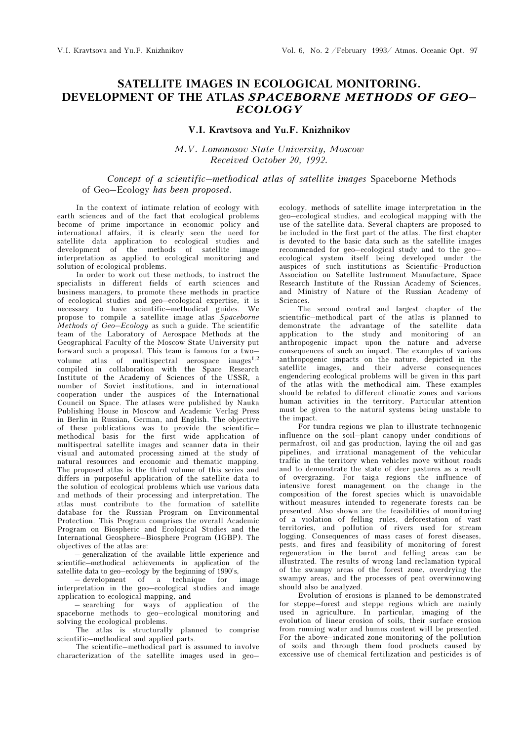# SATELLITE IMAGES IN ECOLOGICAL MONITORING. DEVELOPMENT OF THE ATLAS *SPACEBORNE METHODS OF GEO–ECOLOGY*

**V.I. Kravtsova and Yu.F. Knizhnikov**

*M.V. Lomonosov State University, Moscow*
*Received October 20, 1992.*

*Concept of a scientific–methodical atlas of satellite images* Spaceborne Methods of Geo–Ecology *has been proposed.*

In the context of intimate relation of ecology with earth sciences and of the fact that ecological problems become of prime importance in economic policy and international affairs, it is clearly seen the need for satellite data application to ecological studies and development of the methods of satellite image interpretation as applied to ecological monitoring and solution of ecological problems.

In order to work out these methods, to instruct the specialists in different fields of earth sciences and business managers, to promote these methods in practice of ecological studies and geo–ecological expertise, it is necessary to have scientific–methodical guides. We propose to compile a satellite image atlas *Spaceborne Methods of Geo–Ecology* as such a guide. The scientific team of the Laboratory of Aerospace Methods at the Geographical Faculty of the Moscow State University put forward such a proposal. This team is famous for a two–volume atlas of multispectral aerospace images[1,2] compiled in collaboration with the Space Research Institute of the Academy of Sciences of the USSR, a number of Soviet institutions, and in international cooperation under the auspices of the International Council on Space. The atlases were published by Nauka Publishing House in Moscow and Academic Verlag Press in Berlin in Russian, German, and English. The objective of these publications was to provide the scientific–methodical basis for the first wide application of multispectral satellite images and scanner data in their visual and automated processing aimed at the study of natural resources and economic and thematic mapping. The proposed atlas is the third volume of this series and differs in purposeful application of the satellite data to the solution of ecological problems which use various data and methods of their processing and interpretation. The atlas must contribute to the formation of satellite database for the Russian Program on Environmental Protection. This Program comprises the overall Academic Program on Biospheric and Ecological Studies and the International Geosphere–Biosphere Program (IGBP). The objectives of the atlas are:

– generalization of the available little experience and scientific–methodical achievements in application of the satellite data to geo–ecology by the beginning of 1990's,

– development of a technique for image interpretation in the geo–ecological studies and image application to ecological mapping, and

– searching for ways of application of the spaceborne methods to geo–ecological monitoring and solving the ecological problems.

The atlas is structurally planned to comprise scientific–methodical and applied parts.

The scientific–methodical part is assumed to involve characterization of the satellite images used in geo–ecology, methods of satellite image interpretation in the geo–ecological studies, and ecological mapping with the use of the satellite data. Several chapters are proposed to be included in the first part of the atlas. The first chapter is devoted to the basic data such as the satellite images recommended for geo–ecological study and to the geo–ecological system itself being developed under the auspices of such institutions as Scientific–Production Association on Satellite Instrument Manufacture, Space Research Institute of the Russian Academy of Sciences, and Ministry of Nature of the Russian Academy of Sciences.

The second central and largest chapter of the scientific–methodical part of the atlas is planned to demonstrate the advantage of the satellite data application to the study and monitoring of an anthropogenic impact upon the nature and adverse consequences of such an impact. The examples of various anthropogenic impacts on the nature, depicted in the satellite images, and their adverse consequences engendering ecological problems will be given in this part of the atlas with the methodical aim. These examples should be related to different climatic zones and various human activities in the territory. Particular attention must be given to the natural systems being unstable to the impact.

For tundra regions we plan to illustrate technogenic influence on the soil–plant canopy under conditions of permafrost, oil and gas production, laying the oil and gas pipelines, and irrational management of the vehicular traffic in the territory when vehicles move without roads and to demonstrate the state of deer pastures as a result of overgrazing. For taiga regions the influence of intensive forest management on the change in the composition of the forest species which is unavoidable without measures intended to regenerate forests can be presented. Also shown are the feasibilities of monitoring of a violation of felling rules, deforestation of vast territories, and pollution of rivers used for stream logging. Consequences of mass cases of forest diseases, pests, and fires and feasibility of monitoring of forest regeneration in the burnt and felling areas can be illustrated. The results of wrong land reclamation typical of the swampy areas of the forest zone, overdrying the swampy areas, and the processes of peat overwinnowing should also be analyzed.

Evolution of erosions is planned to be demonstrated for steppe–forest and steppe regions which are mainly used in agriculture. In particular, imaging of the evolution of linear erosion of soils, their surface erosion from running water and humus content will be presented. For the above–indicated zone monitoring of the pollution of soils and through them food products caused by excessive use of chemical fertilization and pesticides is of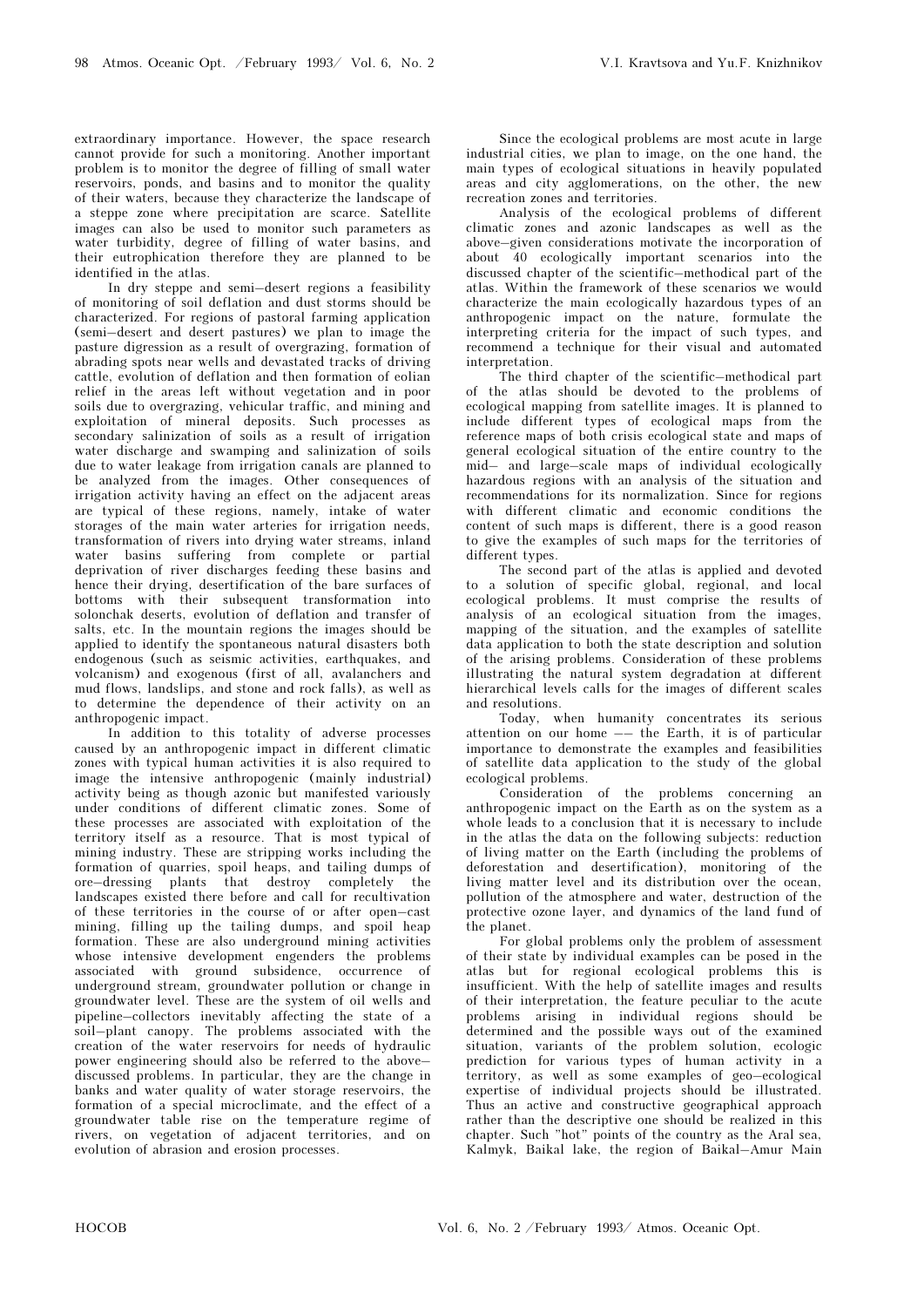extraordinary importance. However, the space research cannot provide for such a monitoring. Another important problem is to monitor the degree of filling of small water reservoirs, ponds, and basins and to monitor the quality of their waters, because they characterize the landscape of a steppe zone where precipitation are scarce. Satellite images can also be used to monitor such parameters as water turbidity, degree of filling of water basins, and their eutrophication therefore they are planned to be identified in the atlas.

In dry steppe and semi–desert regions a feasibility of monitoring of soil deflation and dust storms should be characterized. For regions of pastoral farming application (semi–desert and desert pastures) we plan to image the pasture digression as a result of overgrazing, formation of abrading spots near wells and devastated tracks of driving cattle, evolution of deflation and then formation of eolian relief in the areas left without vegetation and in poor soils due to overgrazing, vehicular traffic, and mining and exploitation of mineral deposits. Such processes as secondary salinization of soils as a result of irrigation water discharge and swamping and salinization of soils due to water leakage from irrigation canals are planned to be analyzed from the images. Other consequences of irrigation activity having an effect on the adjacent areas are typical of these regions, namely, intake of water storages of the main water arteries for irrigation needs, transformation of rivers into drying water streams, inland water basins suffering from complete or partial deprivation of river discharges feeding these basins and hence their drying, desertification of the bare surfaces of bottoms with their subsequent transformation into solonchak deserts, evolution of deflation and transfer of salts, etc. In the mountain regions the images should be applied to identify the spontaneous natural disasters both endogenous (such as seismic activities, earthquakes, and volcanism) and exogenous (first of all, avalanchers and mud flows, landslips, and stone and rock falls), as well as to determine the dependence of their activity on an anthropogenic impact.

In addition to this totality of adverse processes caused by an anthropogenic impact in different climatic zones with typical human activities it is also required to image the intensive anthropogenic (mainly industrial) activity being as though azonic but manifested variously under conditions of different climatic zones. Some of these processes are associated with exploitation of the territory itself as a resource. That is most typical of mining industry. These are stripping works including the formation of quarries, spoil heaps, and tailing dumps of ore–dressing plants that destroy completely the landscapes existed there before and call for recultivation of these territories in the course of or after open–cast mining, filling up the tailing dumps, and spoil heap formation. These are also underground mining activities whose intensive development engenders the problems associated with ground subsidence, occurrence of underground stream, groundwater pollution or change in groundwater level. These are the system of oil wells and pipeline–collectors inevitably affecting the state of a soil–plant canopy. The problems associated with the creation of the water reservoirs for needs of hydraulic power engineering should also be referred to the above–discussed problems. In particular, they are the change in banks and water quality of water storage reservoirs, the formation of a special microclimate, and the effect of a groundwater table rise on the temperature regime of rivers, on vegetation of adjacent territories, and on evolution of abrasion and erosion processes.

Since the ecological problems are most acute in large industrial cities, we plan to image, on the one hand, the main types of ecological situations in heavily populated areas and city agglomerations, on the other, the new recreation zones and territories.

Analysis of the ecological problems of different climatic zones and azonic landscapes as well as the above–given considerations motivate the incorporation of about 40 ecologically important scenarios into the discussed chapter of the scientific–methodical part of the atlas. Within the framework of these scenarios we would characterize the main ecologically hazardous types of an anthropogenic impact on the nature, formulate the interpreting criteria for the impact of such types, and recommend a technique for their visual and automated interpretation.

The third chapter of the scientific–methodical part of the atlas should be devoted to the problems of ecological mapping from satellite images. It is planned to include different types of ecological maps from the reference maps of both crisis ecological state and maps of general ecological situation of the entire country to the mid– and large–scale maps of individual ecologically hazardous regions with an analysis of the situation and recommendations for its normalization. Since for regions with different climatic and economic conditions the content of such maps is different, there is a good reason to give the examples of such maps for the territories of different types.

The second part of the atlas is applied and devoted to a solution of specific global, regional, and local ecological problems. It must comprise the results of analysis of an ecological situation from the images, mapping of the situation, and the examples of satellite data application to both the state description and solution of the arising problems. Consideration of these problems illustrating the natural system degradation at different hierarchical levels calls for the images of different scales and resolutions.

Today, when humanity concentrates its serious attention on our home –– the Earth, it is of particular importance to demonstrate the examples and feasibilities of satellite data application to the study of the global ecological problems.

Consideration of the problems concerning an anthropogenic impact on the Earth as on the system as a whole leads to a conclusion that it is necessary to include in the atlas the data on the following subjects: reduction of living matter on the Earth (including the problems of deforestation and desertification), monitoring of the living matter level and its distribution over the ocean, pollution of the atmosphere and water, destruction of the protective ozone layer, and dynamics of the land fund of the planet.

For global problems only the problem of assessment of their state by individual examples can be posed in the atlas but for regional ecological problems this is insufficient. With the help of satellite images and results of their interpretation, the feature peculiar to the acute problems arising in individual regions should be determined and the possible ways out of the examined situation, variants of the problem solution, ecologic prediction for various types of human activity in a territory, as well as some examples of geo–ecological expertise of individual projects should be illustrated. Thus an active and constructive geographical approach rather than the descriptive one should be realized in this chapter. Such "hot" points of the country as the Aral sea, Kalmyk, Baikal lake, the region of Baikal–Amur Main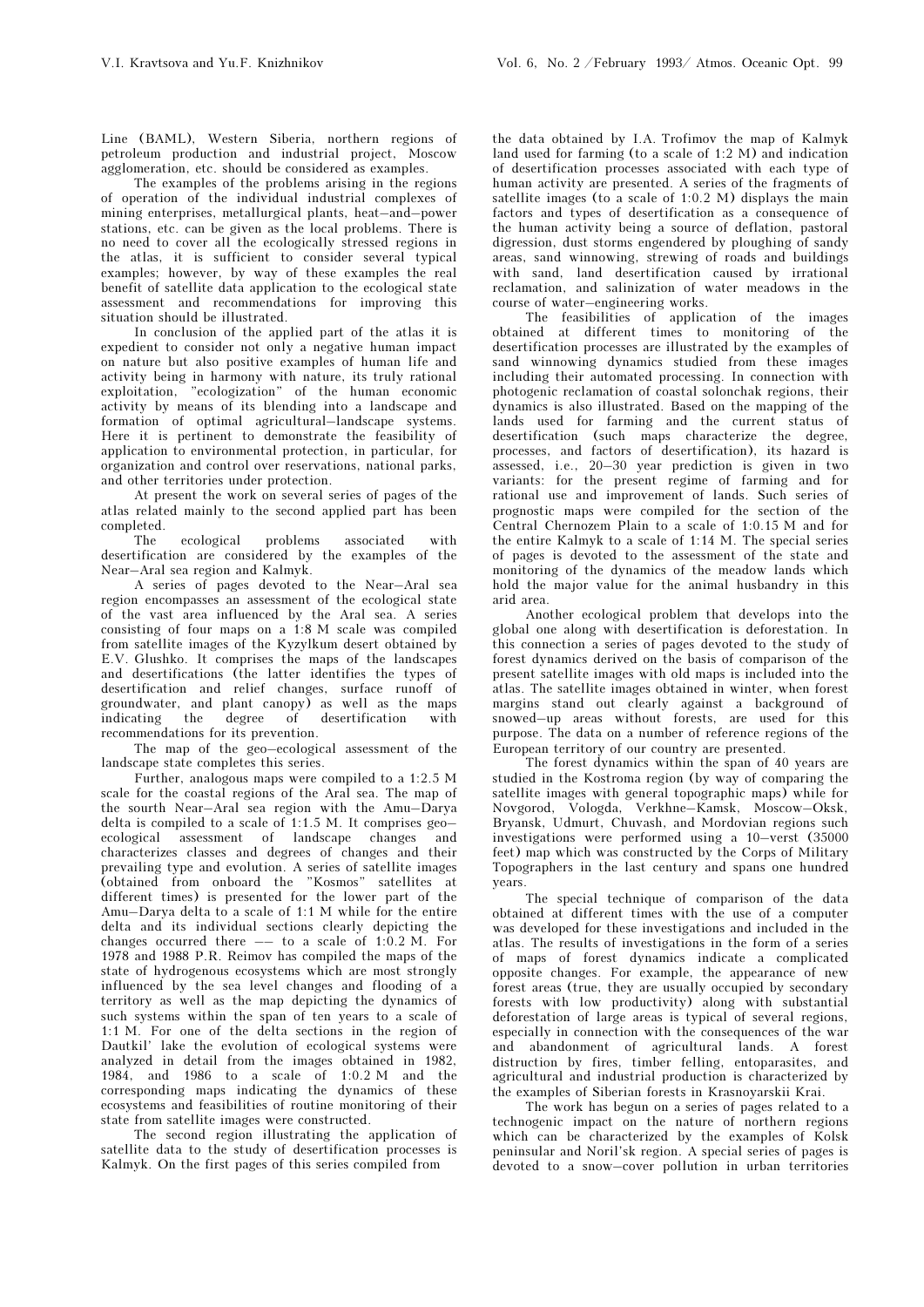Line (BAML), Western Siberia, northern regions of petroleum production and industrial project, Moscow agglomeration, etc. should be considered as examples.

The examples of the problems arising in the regions of operation of the individual industrial complexes of mining enterprises, metallurgical plants, heat–and–power stations, etc. can be given as the local problems. There is no need to cover all the ecologically stressed regions in the atlas, it is sufficient to consider several typical examples; however, by way of these examples the real benefit of satellite data application to the ecological state assessment and recommendations for improving this situation should be illustrated.

In conclusion of the applied part of the atlas it is expedient to consider not only a negative human impact on nature but also positive examples of human life and activity being in harmony with nature, its truly rational exploitation, "ecologization" of the human economic activity by means of its blending into a landscape and formation of optimal agricultural–landscape systems. Here it is pertinent to demonstrate the feasibility of application to environmental protection, in particular, for organization and control over reservations, national parks, and other territories under protection.

At present the work on several series of pages of the atlas related mainly to the second applied part has been completed.

The ecological problems associated with desertification are considered by the examples of the Near–Aral sea region and Kalmyk.

A series of pages devoted to the Near–Aral sea region encompasses an assessment of the ecological state of the vast area influenced by the Aral sea. A series consisting of four maps on a 1:8 M scale was compiled from satellite images of the Kyzylkum desert obtained by E.V. Glushko. It comprises the maps of the landscapes and desertifications (the latter identifies the types of desertification and relief changes, surface runoff of groundwater, and plant canopy) as well as the maps indicating the degree of desertification with recommendations for its prevention.

The map of the geo–ecological assessment of the landscape state completes this series.

Further, analogous maps were compiled to a 1:2.5 M scale for the coastal regions of the Aral sea. The map of the sourth Near–Aral sea region with the Amu–Darya delta is compiled to a scale of 1:1.5 M. It comprises geo–ecological assessment of landscape changes and characterizes classes and degrees of changes and their prevailing type and evolution. A series of satellite images (obtained from onboard the "Kosmos" satellites at different times) is presented for the lower part of the Amu–Darya delta to a scale of 1:1 M while for the entire delta and its individual sections clearly depicting the changes occurred there –– to a scale of 1:0.2 M. For 1978 and 1988 P.R. Reimov has compiled the maps of the state of hydrogenous ecosystems which are most strongly influenced by the sea level changes and flooding of a territory as well as the map depicting the dynamics of such systems within the span of ten years to a scale of 1:1 M. For one of the delta sections in the region of Dautkil' lake the evolution of ecological systems were analyzed in detail from the images obtained in 1982, 1984, and 1986 to a scale of 1:0.2 M and the corresponding maps indicating the dynamics of these ecosystems and feasibilities of routine monitoring of their state from satellite images were constructed.

The second region illustrating the application of satellite data to the study of desertification processes is Kalmyk. On the first pages of this series compiled from the data obtained by I.A. Trofimov the map of Kalmyk land used for farming (to a scale of 1:2 M) and indication of desertification processes associated with each type of human activity are presented. A series of the fragments of satellite images (to a scale of 1:0.2 M) displays the main factors and types of desertification as a consequence of the human activity being a source of deflation, pastoral digression, dust storms engendered by ploughing of sandy areas, sand winnowing, strewing of roads and buildings with sand, land desertification caused by irrational reclamation, and salinization of water meadows in the course of water–engineering works.

The feasibilities of application of the images obtained at different times to monitoring of the desertification processes are illustrated by the examples of sand winnowing dynamics studied from these images including their automated processing. In connection with photogenic reclamation of coastal solonchak regions, their dynamics is also illustrated. Based on the mapping of the lands used for farming and the current status of desertification (such maps characterize the degree, processes, and factors of desertification), its hazard is assessed, i.e., 20–30 year prediction is given in two variants: for the present regime of farming and for rational use and improvement of lands. Such series of prognostic maps were compiled for the section of the Central Chernozem Plain to a scale of 1:0.15 M and for the entire Kalmyk to a scale of 1:14 M. The special series of pages is devoted to the assessment of the state and monitoring of the dynamics of the meadow lands which hold the major value for the animal husbandry in this arid area.

Another ecological problem that develops into the global one along with desertification is deforestation. In this connection a series of pages devoted to the study of forest dynamics derived on the basis of comparison of the present satellite images with old maps is included into the atlas. The satellite images obtained in winter, when forest margins stand out clearly against a background of snowed–up areas without forests, are used for this purpose. The data on a number of reference regions of the European territory of our country are presented.

The forest dynamics within the span of 40 years are studied in the Kostroma region (by way of comparing the satellite images with general topographic maps) while for Novgorod, Vologda, Verkhne–Kamsk, Moscow–Oksk, Bryansk, Udmurt, Chuvash, and Mordovian regions such investigations were performed using a 10–verst (35000 feet) map which was constructed by the Corps of Military Topographers in the last century and spans one hundred years.

The special technique of comparison of the data obtained at different times with the use of a computer was developed for these investigations and included in the atlas. The results of investigations in the form of a series of maps of forest dynamics indicate a complicated opposite changes. For example, the appearance of new forest areas (true, they are usually occupied by secondary forests with low productivity) along with substantial deforestation of large areas is typical of several regions, especially in connection with the consequences of the war and abandonment of agricultural lands. A forest distruction by fires, timber felling, entoparasites, and agricultural and industrial production is characterized by the examples of Siberian forests in Krasnoyarskii Krai.

The work has begun on a series of pages related to a technogenic impact on the nature of northern regions which can be characterized by the examples of Kolsk peninsular and Noril'sk region. A special series of pages is devoted to a snow–cover pollution in urban territories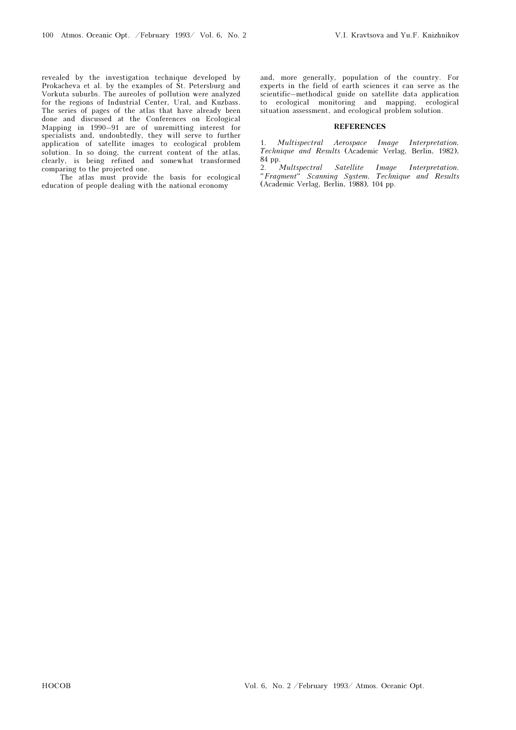revealed by the investigation technique developed by Prokacheva et al. by the examples of St. Petersburg and Vorkuta suburbs. The aureoles of pollution were analyzed for the regions of Industrial Center, Ural, and Kuzbass. The series of pages of the atlas that have already been done and discussed at the Conferences on Ecological Mapping in 1990–91 are of unremitting interest for specialists and, undoubtedly, they will serve to further application of satellite images to ecological problem solution. In so doing, the current content of the atlas, clearly, is being refined and somewhat transformed comparing to the projected one.

The atlas must provide the basis for ecological education of people dealing with the national economy and, more generally, population of the country. For experts in the field of earth sciences it can serve as the scientific–methodical guide on satellite data application to ecological monitoring and mapping, ecological situation assessment, and ecological problem solution.

## REFERENCES

1. *Multispectral Aerospace Image Interpretation. Technique and Results* (Academic Verlag, Berlin, 1982), 84 pp.
2. *Multspectral Satellite Image Interpretation. "Fragment" Scanning System. Technique and Results* (Academic Verlag, Berlin, 1988), 104 pp.